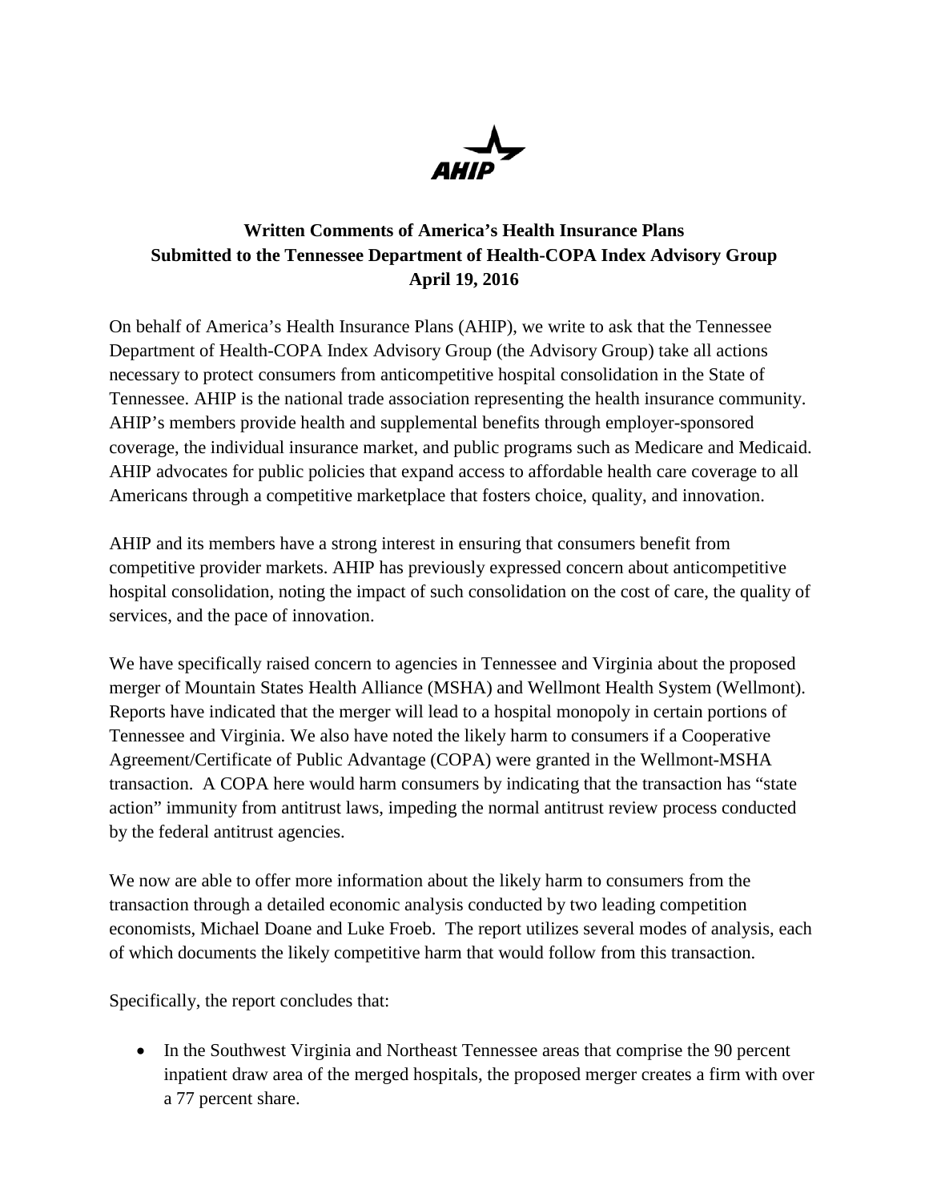AHIP

**Written Comments of America's Health Insurance Plans**
**Submitted to the Tennessee Department of Health-COPA Index Advisory Group**
**April 19, 2016**

On behalf of America's Health Insurance Plans (AHIP), we write to ask that the Tennessee Department of Health-COPA Index Advisory Group (the Advisory Group) take all actions necessary to protect consumers from anticompetitive hospital consolidation in the State of Tennessee. AHIP is the national trade association representing the health insurance community. AHIP's members provide health and supplemental benefits through employer-sponsored coverage, the individual insurance market, and public programs such as Medicare and Medicaid. AHIP advocates for public policies that expand access to affordable health care coverage to all Americans through a competitive marketplace that fosters choice, quality, and innovation.

AHIP and its members have a strong interest in ensuring that consumers benefit from competitive provider markets. AHIP has previously expressed concern about anticompetitive hospital consolidation, noting the impact of such consolidation on the cost of care, the quality of services, and the pace of innovation.

We have specifically raised concern to agencies in Tennessee and Virginia about the proposed merger of Mountain States Health Alliance (MSHA) and Wellmont Health System (Wellmont). Reports have indicated that the merger will lead to a hospital monopoly in certain portions of Tennessee and Virginia. We also have noted the likely harm to consumers if a Cooperative Agreement/Certificate of Public Advantage (COPA) were granted in the Wellmont-MSHA transaction. A COPA here would harm consumers by indicating that the transaction has "state action" immunity from antitrust laws, impeding the normal antitrust review process conducted by the federal antitrust agencies.

We now are able to offer more information about the likely harm to consumers from the transaction through a detailed economic analysis conducted by two leading competition economists, Michael Doane and Luke Froeb. The report utilizes several modes of analysis, each of which documents the likely competitive harm that would follow from this transaction.

Specifically, the report concludes that:

- In the Southwest Virginia and Northeast Tennessee areas that comprise the 90 percent inpatient draw area of the merged hospitals, the proposed merger creates a firm with over a 77 percent share.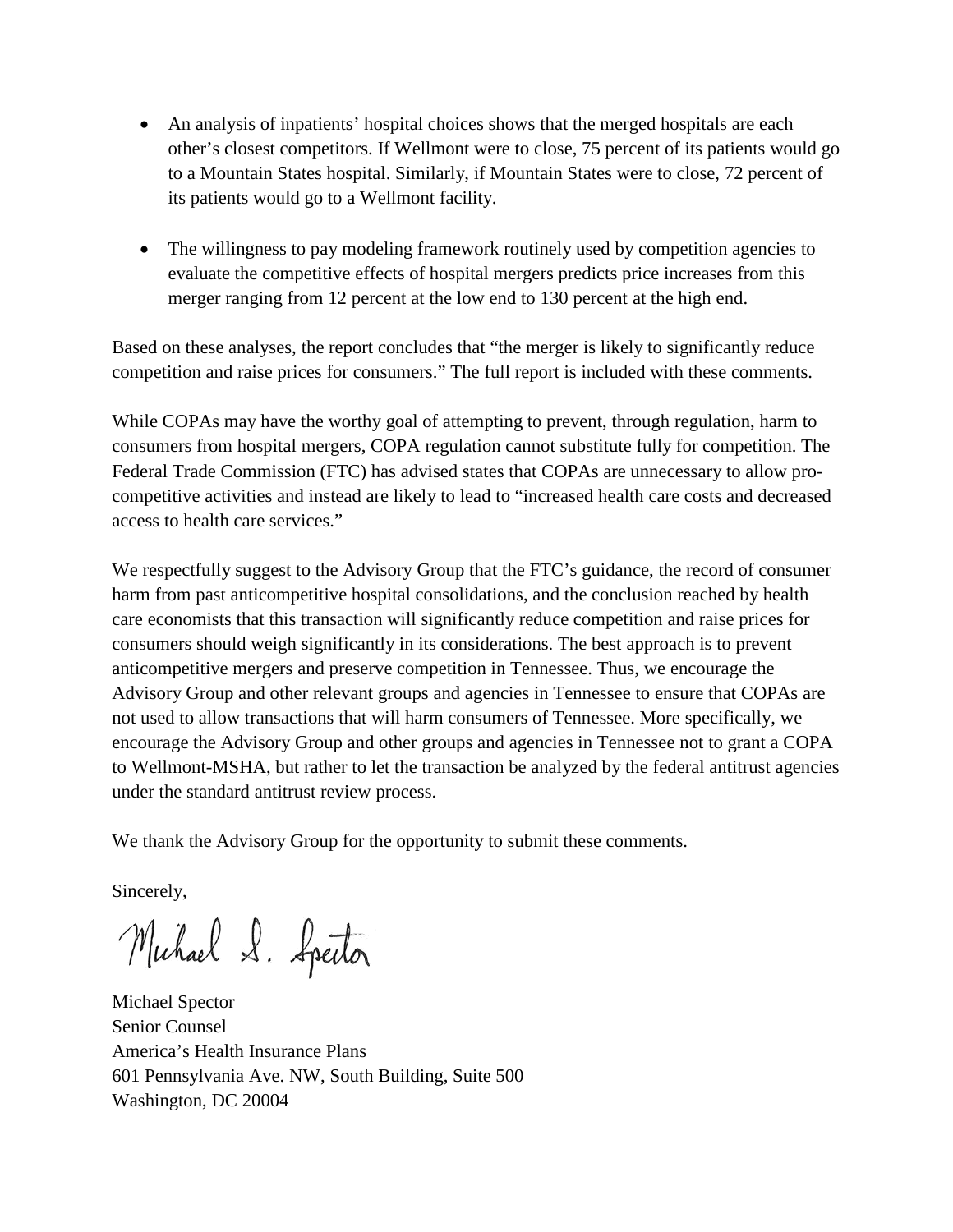- An analysis of inpatients' hospital choices shows that the merged hospitals are each other's closest competitors. If Wellmont were to close, 75 percent of its patients would go to a Mountain States hospital. Similarly, if Mountain States were to close, 72 percent of its patients would go to a Wellmont facility.

- The willingness to pay modeling framework routinely used by competition agencies to evaluate the competitive effects of hospital mergers predicts price increases from this merger ranging from 12 percent at the low end to 130 percent at the high end.

Based on these analyses, the report concludes that "the merger is likely to significantly reduce competition and raise prices for consumers." The full report is included with these comments.

While COPAs may have the worthy goal of attempting to prevent, through regulation, harm to consumers from hospital mergers, COPA regulation cannot substitute fully for competition. The Federal Trade Commission (FTC) has advised states that COPAs are unnecessary to allow pro-competitive activities and instead are likely to lead to "increased health care costs and decreased access to health care services."

We respectfully suggest to the Advisory Group that the FTC's guidance, the record of consumer harm from past anticompetitive hospital consolidations, and the conclusion reached by health care economists that this transaction will significantly reduce competition and raise prices for consumers should weigh significantly in its considerations. The best approach is to prevent anticompetitive mergers and preserve competition in Tennessee. Thus, we encourage the Advisory Group and other relevant groups and agencies in Tennessee to ensure that COPAs are not used to allow transactions that will harm consumers of Tennessee. More specifically, we encourage the Advisory Group and other groups and agencies in Tennessee not to grant a COPA to Wellmont-MSHA, but rather to let the transaction be analyzed by the federal antitrust agencies under the standard antitrust review process.

We thank the Advisory Group for the opportunity to submit these comments.

Sincerely,

Michael S. Spector

Michael Spector
Senior Counsel
America's Health Insurance Plans
601 Pennsylvania Ave. NW, South Building, Suite 500
Washington, DC 20004